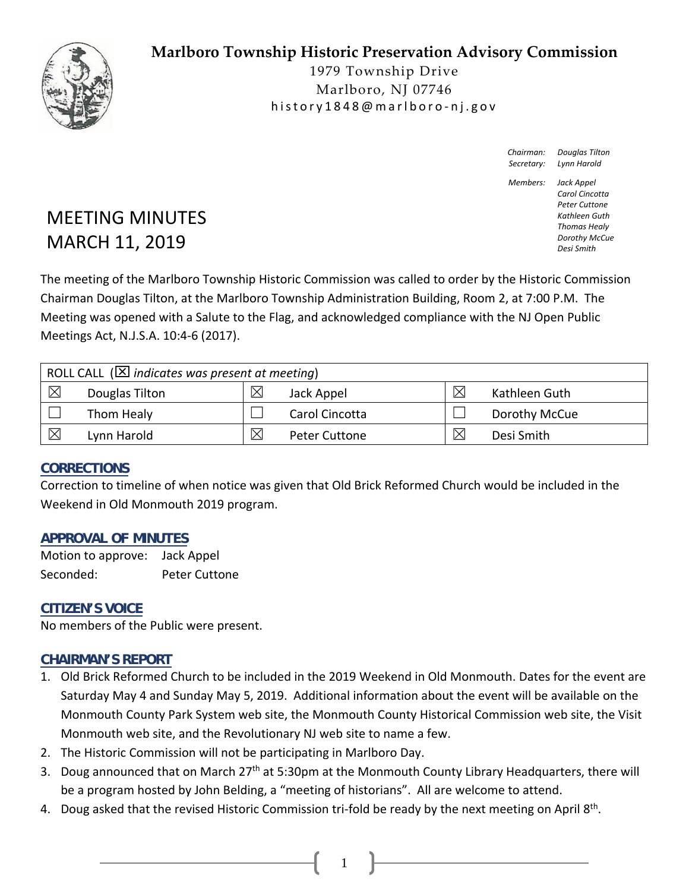# Marlboro Township Historic Preservation Advisory Commission

1979 Township Drive
Marlboro, NJ 07746
history1848@marlboro-nj.gov

*Chairman:* *Douglas Tilton*
*Secretary:* *Lynn Harold*

*Members:* *Jack Appel*
*Carol Cincotta*
*Peter Cuttone*
*Kathleen Guth*
*Thomas Healy*
*Dorothy McCue*
*Desi Smith*

# MEETING MINUTES
# MARCH 11, 2019

The meeting of the Marlboro Township Historic Commission was called to order by the Historic Commission Chairman Douglas Tilton, at the Marlboro Township Administration Building, Room 2, at 7:00 P.M. The Meeting was opened with a Salute to the Flag, and acknowledged compliance with the NJ Open Public Meetings Act, N.J.S.A. 10:4-6 (2017).

| ROLL CALL (☒ *indicates was present at meeting*) | | | | | |
|---|---|---|---|---|---|
| ☒ | Douglas Tilton | ☒ | Jack Appel | ☒ | Kathleen Guth |
| ☐ | Thom Healy | ☐ | Carol Cincotta | ☐ | Dorothy McCue |
| ☒ | Lynn Harold | ☒ | Peter Cuttone | ☒ | Desi Smith |

## CORRECTIONS

Correction to timeline of when notice was given that Old Brick Reformed Church would be included in the Weekend in Old Monmouth 2019 program.

## APPROVAL OF MINUTES

Motion to approve: Jack Appel
Seconded: Peter Cuttone

## CITIZEN'S VOICE

No members of the Public were present.

## CHAIRMAN'S REPORT

1. Old Brick Reformed Church to be included in the 2019 Weekend in Old Monmouth. Dates for the event are Saturday May 4 and Sunday May 5, 2019. Additional information about the event will be available on the Monmouth County Park System web site, the Monmouth County Historical Commission web site, the Visit Monmouth web site, and the Revolutionary NJ web site to name a few.
2. The Historic Commission will not be participating in Marlboro Day.
3. Doug announced that on March 27th at 5:30pm at the Monmouth County Library Headquarters, there will be a program hosted by John Belding, a "meeting of historians". All are welcome to attend.
4. Doug asked that the revised Historic Commission tri-fold be ready by the next meeting on April 8th.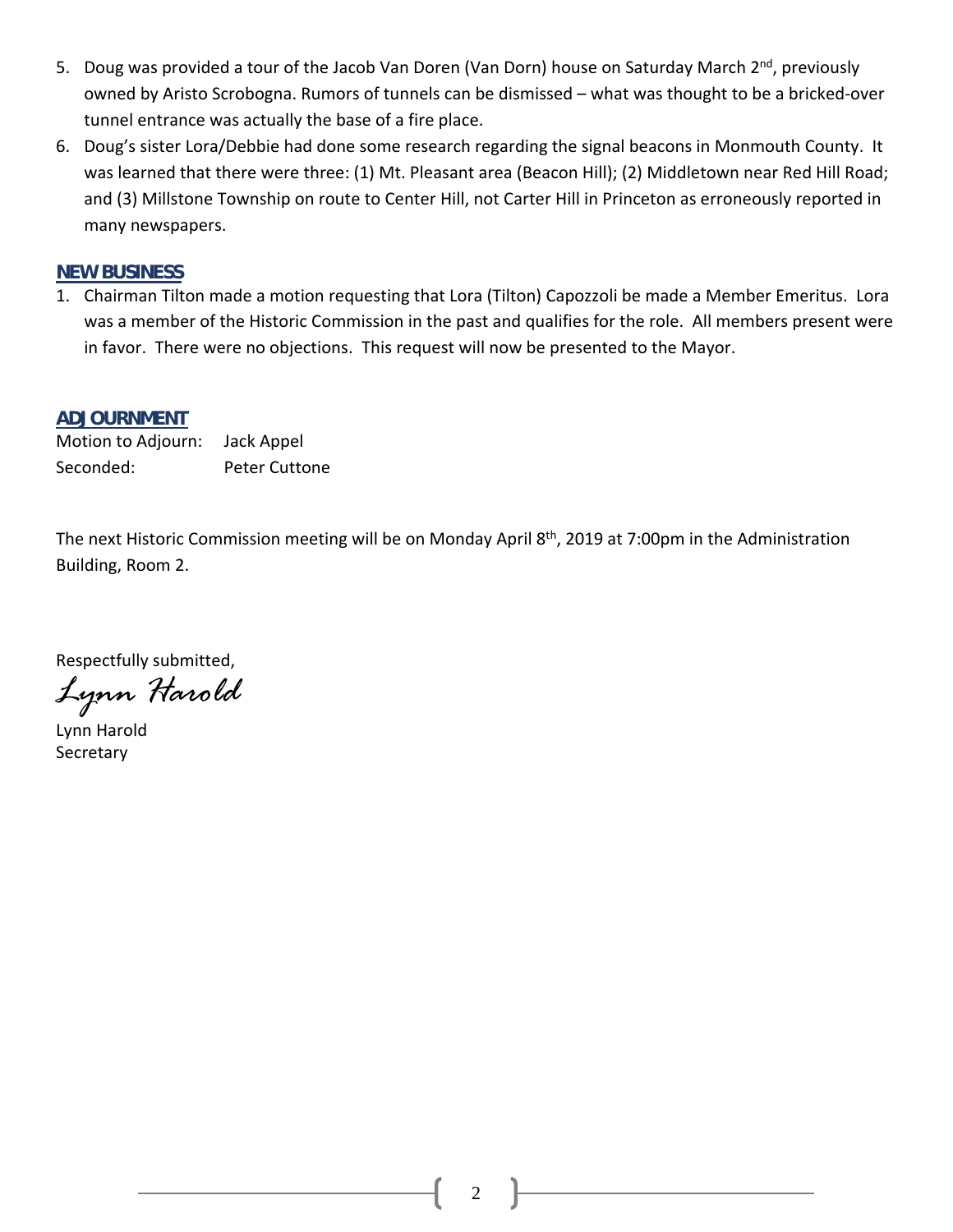5. Doug was provided a tour of the Jacob Van Doren (Van Dorn) house on Saturday March 2nd, previously owned by Aristo Scrobogna. Rumors of tunnels can be dismissed – what was thought to be a bricked-over tunnel entrance was actually the base of a fire place.
6. Doug's sister Lora/Debbie had done some research regarding the signal beacons in Monmouth County. It was learned that there were three: (1) Mt. Pleasant area (Beacon Hill); (2) Middletown near Red Hill Road; and (3) Millstone Township on route to Center Hill, not Carter Hill in Princeton as erroneously reported in many newspapers.

## NEW BUSINESS

1. Chairman Tilton made a motion requesting that Lora (Tilton) Capozzoli be made a Member Emeritus. Lora was a member of the Historic Commission in the past and qualifies for the role. All members present were in favor. There were no objections. This request will now be presented to the Mayor.

## ADJOURNMENT

Motion to Adjourn: Jack Appel
Seconded: Peter Cuttone

The next Historic Commission meeting will be on Monday April 8th, 2019 at 7:00pm in the Administration Building, Room 2.

Respectfully submitted,

*Lynn Harold*

Lynn Harold
Secretary